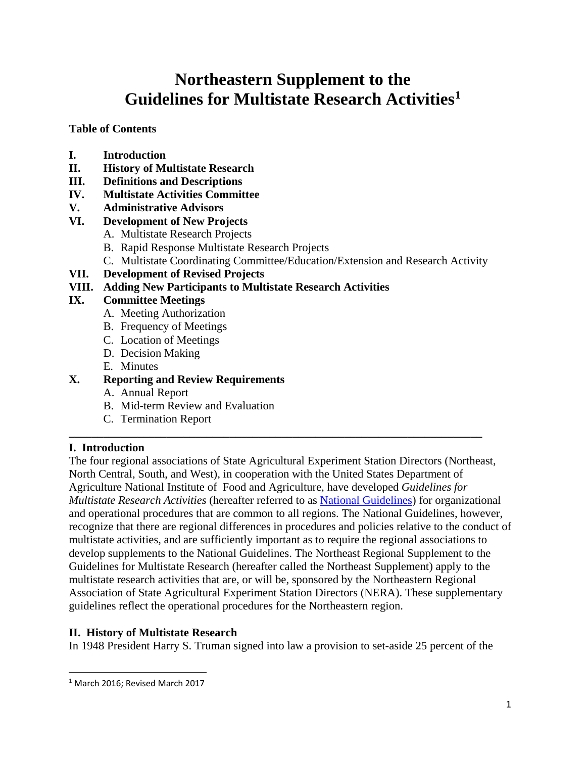# Northeastern Supplement to the Guidelines for Multistate Research Activities[1]

**Table of Contents**

- **I. Introduction**
- **II. History of Multistate Research**
- **III. Definitions and Descriptions**
- **IV. Multistate Activities Committee**
- **V. Administrative Advisors**
- **VI. Development of New Projects**
  - A. Multistate Research Projects
  - B. Rapid Response Multistate Research Projects
  - C. Multistate Coordinating Committee/Education/Extension and Research Activity
- **VII. Development of Revised Projects**
- **VIII. Adding New Participants to Multistate Research Activities**
- **IX. Committee Meetings**
  - A. Meeting Authorization
  - B. Frequency of Meetings
  - C. Location of Meetings
  - D. Decision Making
  - E. Minutes
- **X. Reporting and Review Requirements**
  - A. Annual Report
  - B. Mid-term Review and Evaluation
  - C. Termination Report

---

## I. Introduction

The four regional associations of State Agricultural Experiment Station Directors (Northeast, North Central, South, and West), in cooperation with the United States Department of Agriculture National Institute of Food and Agriculture, have developed *Guidelines for Multistate Research Activities* (hereafter referred to as National Guidelines) for organizational and operational procedures that are common to all regions. The National Guidelines, however, recognize that there are regional differences in procedures and policies relative to the conduct of multistate activities, and are sufficiently important as to require the regional associations to develop supplements to the National Guidelines. The Northeast Regional Supplement to the Guidelines for Multistate Research (hereafter called the Northeast Supplement) apply to the multistate research activities that are, or will be, sponsored by the Northeastern Regional Association of State Agricultural Experiment Station Directors (NERA). These supplementary guidelines reflect the operational procedures for the Northeastern region.

## II. History of Multistate Research

In 1948 President Harry S. Truman signed into law a provision to set-aside 25 percent of the

[1] March 2016; Revised March 2017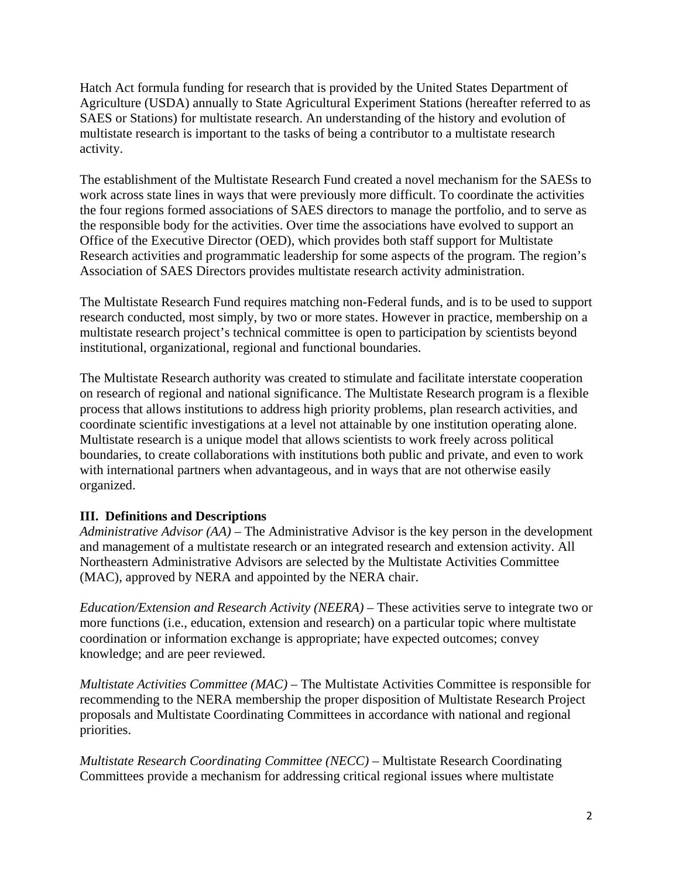Hatch Act formula funding for research that is provided by the United States Department of Agriculture (USDA) annually to State Agricultural Experiment Stations (hereafter referred to as SAES or Stations) for multistate research. An understanding of the history and evolution of multistate research is important to the tasks of being a contributor to a multistate research activity.

The establishment of the Multistate Research Fund created a novel mechanism for the SAESs to work across state lines in ways that were previously more difficult. To coordinate the activities the four regions formed associations of SAES directors to manage the portfolio, and to serve as the responsible body for the activities. Over time the associations have evolved to support an Office of the Executive Director (OED), which provides both staff support for Multistate Research activities and programmatic leadership for some aspects of the program. The region's Association of SAES Directors provides multistate research activity administration.

The Multistate Research Fund requires matching non-Federal funds, and is to be used to support research conducted, most simply, by two or more states. However in practice, membership on a multistate research project's technical committee is open to participation by scientists beyond institutional, organizational, regional and functional boundaries.

The Multistate Research authority was created to stimulate and facilitate interstate cooperation on research of regional and national significance. The Multistate Research program is a flexible process that allows institutions to address high priority problems, plan research activities, and coordinate scientific investigations at a level not attainable by one institution operating alone. Multistate research is a unique model that allows scientists to work freely across political boundaries, to create collaborations with institutions both public and private, and even to work with international partners when advantageous, and in ways that are not otherwise easily organized.

## III. Definitions and Descriptions

*Administrative Advisor (AA)* – The Administrative Advisor is the key person in the development and management of a multistate research or an integrated research and extension activity. All Northeastern Administrative Advisors are selected by the Multistate Activities Committee (MAC), approved by NERA and appointed by the NERA chair.

*Education/Extension and Research Activity (NEERA)* – These activities serve to integrate two or more functions (i.e., education, extension and research) on a particular topic where multistate coordination or information exchange is appropriate; have expected outcomes; convey knowledge; and are peer reviewed.

*Multistate Activities Committee (MAC)* – The Multistate Activities Committee is responsible for recommending to the NERA membership the proper disposition of Multistate Research Project proposals and Multistate Coordinating Committees in accordance with national and regional priorities.

*Multistate Research Coordinating Committee (NECC)* – Multistate Research Coordinating Committees provide a mechanism for addressing critical regional issues where multistate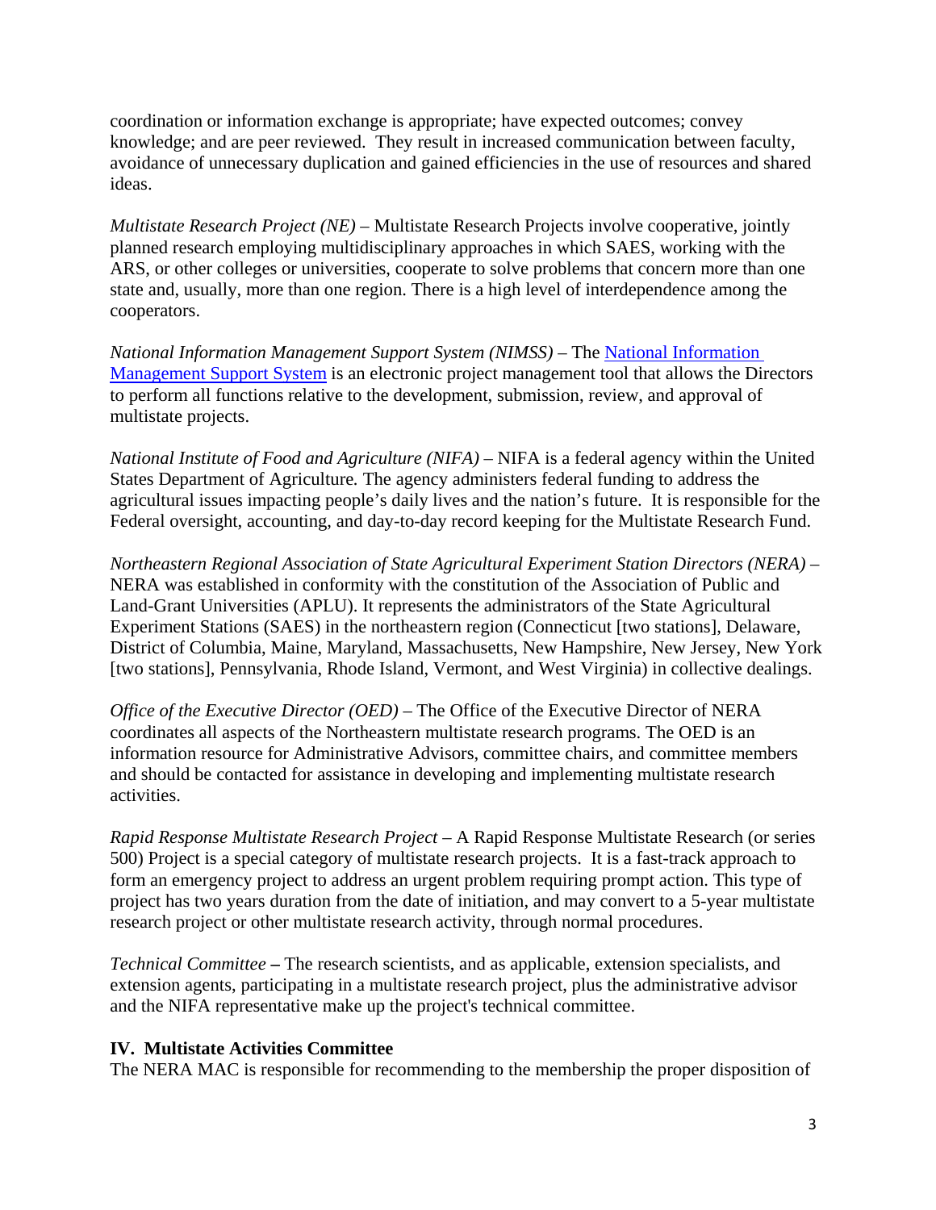coordination or information exchange is appropriate; have expected outcomes; convey knowledge; and are peer reviewed. They result in increased communication between faculty, avoidance of unnecessary duplication and gained efficiencies in the use of resources and shared ideas.

*Multistate Research Project (NE)* – Multistate Research Projects involve cooperative, jointly planned research employing multidisciplinary approaches in which SAES, working with the ARS, or other colleges or universities, cooperate to solve problems that concern more than one state and, usually, more than one region. There is a high level of interdependence among the cooperators.

*National Information Management Support System (NIMSS)* – The National Information Management Support System is an electronic project management tool that allows the Directors to perform all functions relative to the development, submission, review, and approval of multistate projects.

*National Institute of Food and Agriculture (NIFA)* – NIFA is a federal agency within the United States Department of Agriculture. The agency administers federal funding to address the agricultural issues impacting people's daily lives and the nation's future. It is responsible for the Federal oversight, accounting, and day-to-day record keeping for the Multistate Research Fund.

*Northeastern Regional Association of State Agricultural Experiment Station Directors (NERA)* – NERA was established in conformity with the constitution of the Association of Public and Land-Grant Universities (APLU). It represents the administrators of the State Agricultural Experiment Stations (SAES) in the northeastern region (Connecticut [two stations], Delaware, District of Columbia, Maine, Maryland, Massachusetts, New Hampshire, New Jersey, New York [two stations], Pennsylvania, Rhode Island, Vermont, and West Virginia) in collective dealings.

*Office of the Executive Director (OED)* – The Office of the Executive Director of NERA coordinates all aspects of the Northeastern multistate research programs. The OED is an information resource for Administrative Advisors, committee chairs, and committee members and should be contacted for assistance in developing and implementing multistate research activities.

*Rapid Response Multistate Research Project* – A Rapid Response Multistate Research (or series 500) Project is a special category of multistate research projects. It is a fast-track approach to form an emergency project to address an urgent problem requiring prompt action. This type of project has two years duration from the date of initiation, and may convert to a 5-year multistate research project or other multistate research activity, through normal procedures.

*Technical Committee* **–** The research scientists, and as applicable, extension specialists, and extension agents, participating in a multistate research project, plus the administrative advisor and the NIFA representative make up the project's technical committee.

## IV. Multistate Activities Committee

The NERA MAC is responsible for recommending to the membership the proper disposition of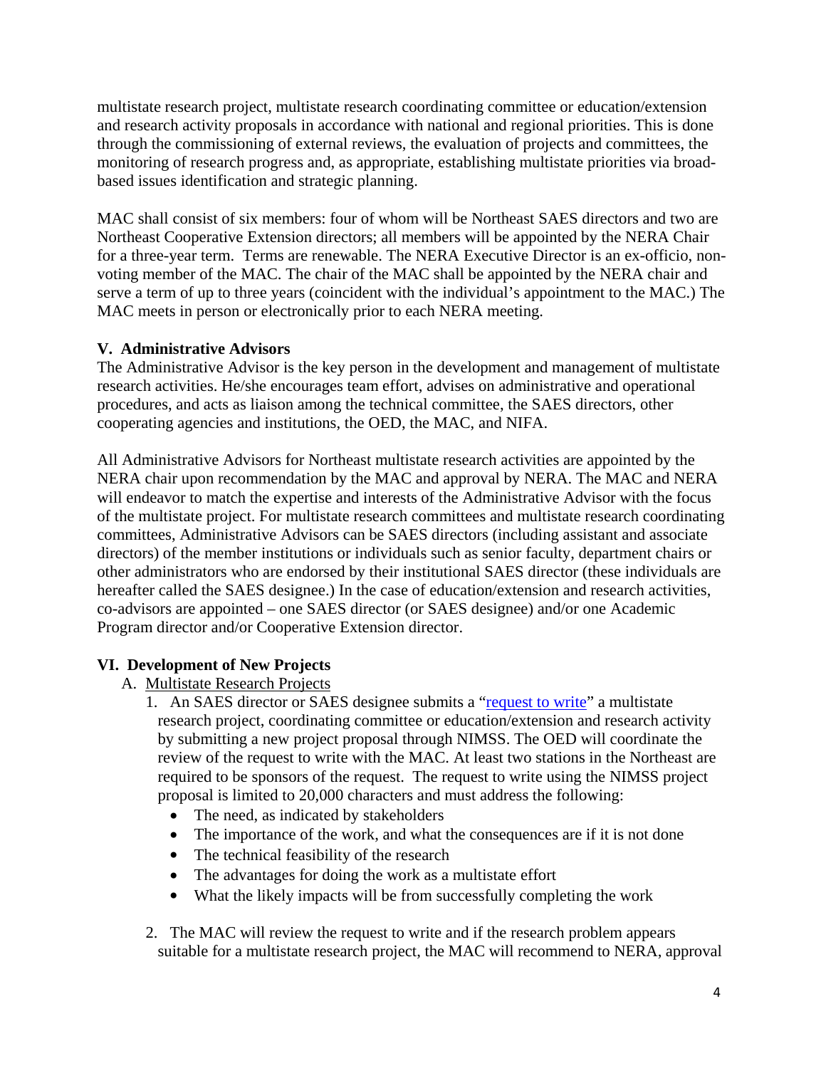multistate research project, multistate research coordinating committee or education/extension and research activity proposals in accordance with national and regional priorities. This is done through the commissioning of external reviews, the evaluation of projects and committees, the monitoring of research progress and, as appropriate, establishing multistate priorities via broad-based issues identification and strategic planning.

MAC shall consist of six members: four of whom will be Northeast SAES directors and two are Northeast Cooperative Extension directors; all members will be appointed by the NERA Chair for a three-year term. Terms are renewable. The NERA Executive Director is an ex-officio, non-voting member of the MAC. The chair of the MAC shall be appointed by the NERA chair and serve a term of up to three years (coincident with the individual's appointment to the MAC.) The MAC meets in person or electronically prior to each NERA meeting.

## V. Administrative Advisors

The Administrative Advisor is the key person in the development and management of multistate research activities. He/she encourages team effort, advises on administrative and operational procedures, and acts as liaison among the technical committee, the SAES directors, other cooperating agencies and institutions, the OED, the MAC, and NIFA.

All Administrative Advisors for Northeast multistate research activities are appointed by the NERA chair upon recommendation by the MAC and approval by NERA. The MAC and NERA will endeavor to match the expertise and interests of the Administrative Advisor with the focus of the multistate project. For multistate research committees and multistate research coordinating committees, Administrative Advisors can be SAES directors (including assistant and associate directors) of the member institutions or individuals such as senior faculty, department chairs or other administrators who are endorsed by their institutional SAES director (these individuals are hereafter called the SAES designee.) In the case of education/extension and research activities, co-advisors are appointed – one SAES director (or SAES designee) and/or one Academic Program director and/or Cooperative Extension director.

## VI. Development of New Projects

A. Multistate Research Projects

1. An SAES director or SAES designee submits a "request to write" a multistate research project, coordinating committee or education/extension and research activity by submitting a new project proposal through NIMSS. The OED will coordinate the review of the request to write with the MAC. At least two stations in the Northeast are required to be sponsors of the request. The request to write using the NIMSS project proposal is limited to 20,000 characters and must address the following:
   - The need, as indicated by stakeholders
   - The importance of the work, and what the consequences are if it is not done
   - The technical feasibility of the research
   - The advantages for doing the work as a multistate effort
   - What the likely impacts will be from successfully completing the work

2. The MAC will review the request to write and if the research problem appears suitable for a multistate research project, the MAC will recommend to NERA, approval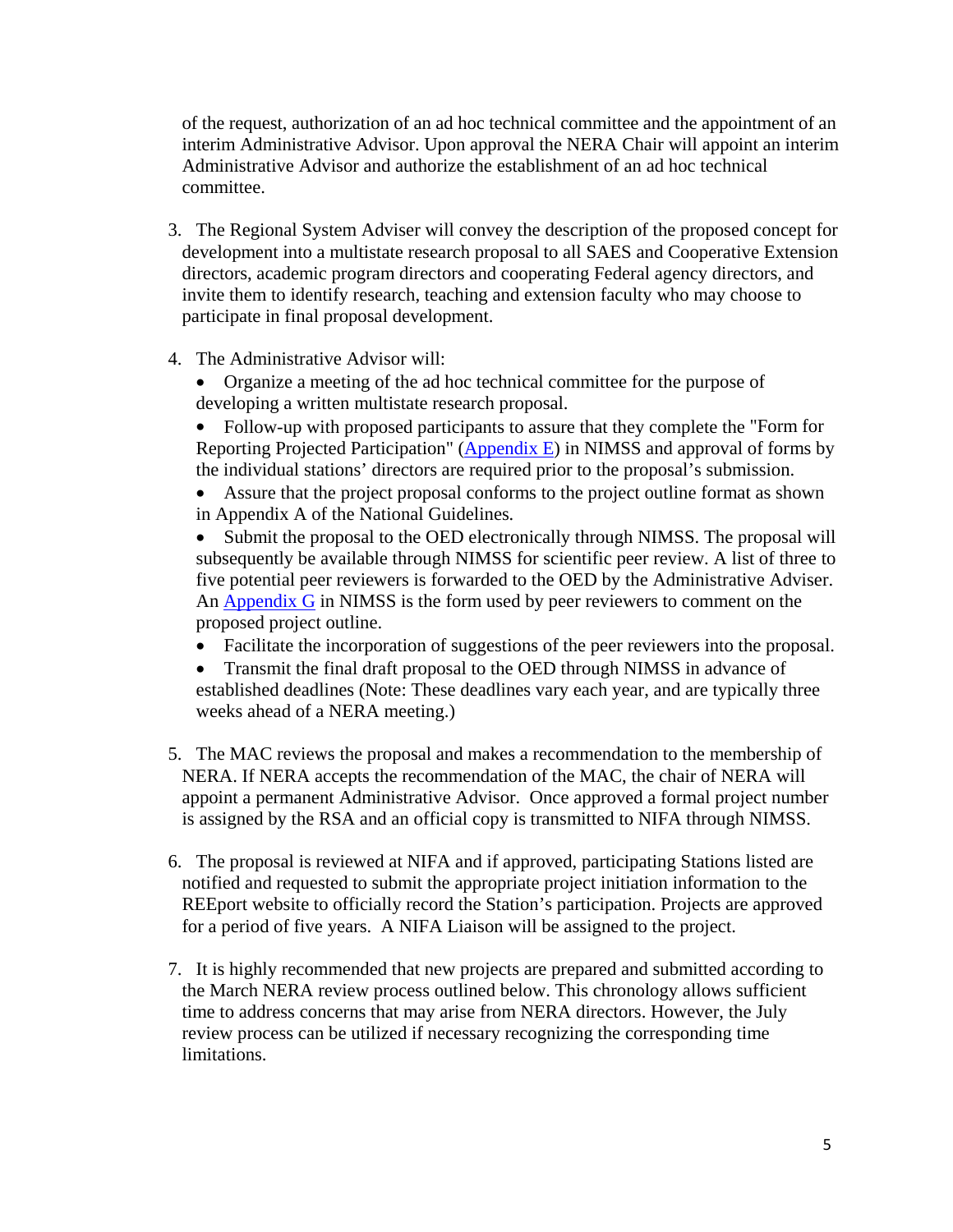of the request, authorization of an ad hoc technical committee and the appointment of an interim Administrative Advisor. Upon approval the NERA Chair will appoint an interim Administrative Advisor and authorize the establishment of an ad hoc technical committee.

3. The Regional System Adviser will convey the description of the proposed concept for development into a multistate research proposal to all SAES and Cooperative Extension directors, academic program directors and cooperating Federal agency directors, and invite them to identify research, teaching and extension faculty who may choose to participate in final proposal development.

4. The Administrative Advisor will:
   - Organize a meeting of the ad hoc technical committee for the purpose of developing a written multistate research proposal.
   - Follow-up with proposed participants to assure that they complete the "Form for Reporting Projected Participation" (Appendix E) in NIMSS and approval of forms by the individual stations' directors are required prior to the proposal's submission.
   - Assure that the project proposal conforms to the project outline format as shown in Appendix A of the National Guidelines.
   - Submit the proposal to the OED electronically through NIMSS. The proposal will subsequently be available through NIMSS for scientific peer review. A list of three to five potential peer reviewers is forwarded to the OED by the Administrative Adviser. An Appendix G in NIMSS is the form used by peer reviewers to comment on the proposed project outline.
   - Facilitate the incorporation of suggestions of the peer reviewers into the proposal.
   - Transmit the final draft proposal to the OED through NIMSS in advance of established deadlines (Note: These deadlines vary each year, and are typically three weeks ahead of a NERA meeting.)

5. The MAC reviews the proposal and makes a recommendation to the membership of NERA. If NERA accepts the recommendation of the MAC, the chair of NERA will appoint a permanent Administrative Advisor. Once approved a formal project number is assigned by the RSA and an official copy is transmitted to NIFA through NIMSS.

6. The proposal is reviewed at NIFA and if approved, participating Stations listed are notified and requested to submit the appropriate project initiation information to the REEport website to officially record the Station's participation. Projects are approved for a period of five years. A NIFA Liaison will be assigned to the project.

7. It is highly recommended that new projects are prepared and submitted according to the March NERA review process outlined below. This chronology allows sufficient time to address concerns that may arise from NERA directors. However, the July review process can be utilized if necessary recognizing the corresponding time limitations.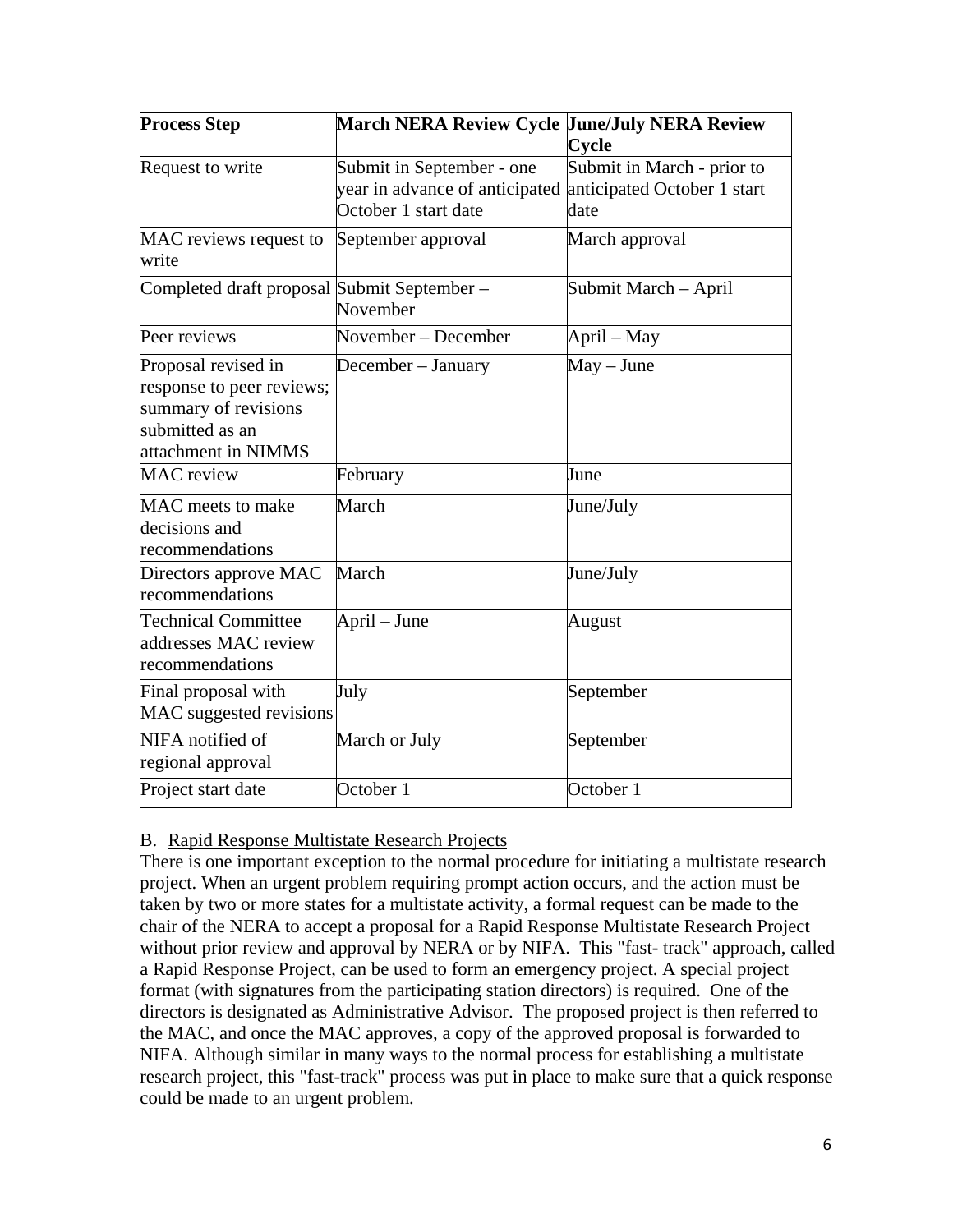| Process Step | March NERA Review Cycle | June/July NERA Review Cycle |
|---|---|---|
| Request to write | Submit in September - one year in advance of anticipated October 1 start date | Submit in March - prior to anticipated October 1 start date |
| MAC reviews request to write | September approval | March approval |
| Completed draft proposal | Submit September – November | Submit March – April |
| Peer reviews | November – December | April – May |
| Proposal revised in response to peer reviews; summary of revisions submitted as an attachment in NIMMS | December – January | May – June |
| MAC review | February | June |
| MAC meets to make decisions and recommendations | March | June/July |
| Directors approve MAC recommendations | March | June/July |
| Technical Committee addresses MAC review recommendations | April – June | August |
| Final proposal with MAC suggested revisions | July | September |
| NIFA notified of regional approval | March or July | September |
| Project start date | October 1 | October 1 |

B. Rapid Response Multistate Research Projects

There is one important exception to the normal procedure for initiating a multistate research project. When an urgent problem requiring prompt action occurs, and the action must be taken by two or more states for a multistate activity, a formal request can be made to the chair of the NERA to accept a proposal for a Rapid Response Multistate Research Project without prior review and approval by NERA or by NIFA. This "fast- track" approach, called a Rapid Response Project, can be used to form an emergency project. A special project format (with signatures from the participating station directors) is required. One of the directors is designated as Administrative Advisor. The proposed project is then referred to the MAC, and once the MAC approves, a copy of the approved proposal is forwarded to NIFA. Although similar in many ways to the normal process for establishing a multistate research project, this "fast-track" process was put in place to make sure that a quick response could be made to an urgent problem.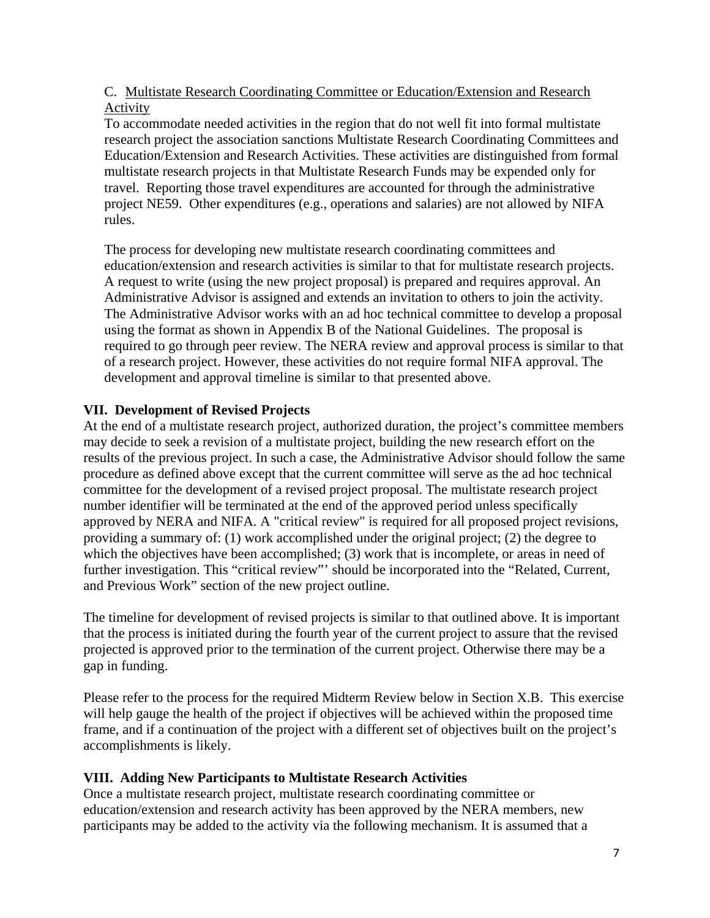C. Multistate Research Coordinating Committee or Education/Extension and Research Activity

To accommodate needed activities in the region that do not well fit into formal multistate research project the association sanctions Multistate Research Coordinating Committees and Education/Extension and Research Activities. These activities are distinguished from formal multistate research projects in that Multistate Research Funds may be expended only for travel. Reporting those travel expenditures are accounted for through the administrative project NE59. Other expenditures (e.g., operations and salaries) are not allowed by NIFA rules.

The process for developing new multistate research coordinating committees and education/extension and research activities is similar to that for multistate research projects. A request to write (using the new project proposal) is prepared and requires approval. An Administrative Advisor is assigned and extends an invitation to others to join the activity. The Administrative Advisor works with an ad hoc technical committee to develop a proposal using the format as shown in Appendix B of the National Guidelines. The proposal is required to go through peer review. The NERA review and approval process is similar to that of a research project. However, these activities do not require formal NIFA approval. The development and approval timeline is similar to that presented above.

## VII. Development of Revised Projects

At the end of a multistate research project, authorized duration, the project's committee members may decide to seek a revision of a multistate project, building the new research effort on the results of the previous project. In such a case, the Administrative Advisor should follow the same procedure as defined above except that the current committee will serve as the ad hoc technical committee for the development of a revised project proposal. The multistate research project number identifier will be terminated at the end of the approved period unless specifically approved by NERA and NIFA. A "critical review" is required for all proposed project revisions, providing a summary of: (1) work accomplished under the original project; (2) the degree to which the objectives have been accomplished; (3) work that is incomplete, or areas in need of further investigation. This "critical review"' should be incorporated into the "Related, Current, and Previous Work" section of the new project outline.

The timeline for development of revised projects is similar to that outlined above. It is important that the process is initiated during the fourth year of the current project to assure that the revised projected is approved prior to the termination of the current project. Otherwise there may be a gap in funding.

Please refer to the process for the required Midterm Review below in Section X.B. This exercise will help gauge the health of the project if objectives will be achieved within the proposed time frame, and if a continuation of the project with a different set of objectives built on the project's accomplishments is likely.

## VIII. Adding New Participants to Multistate Research Activities

Once a multistate research project, multistate research coordinating committee or education/extension and research activity has been approved by the NERA members, new participants may be added to the activity via the following mechanism. It is assumed that a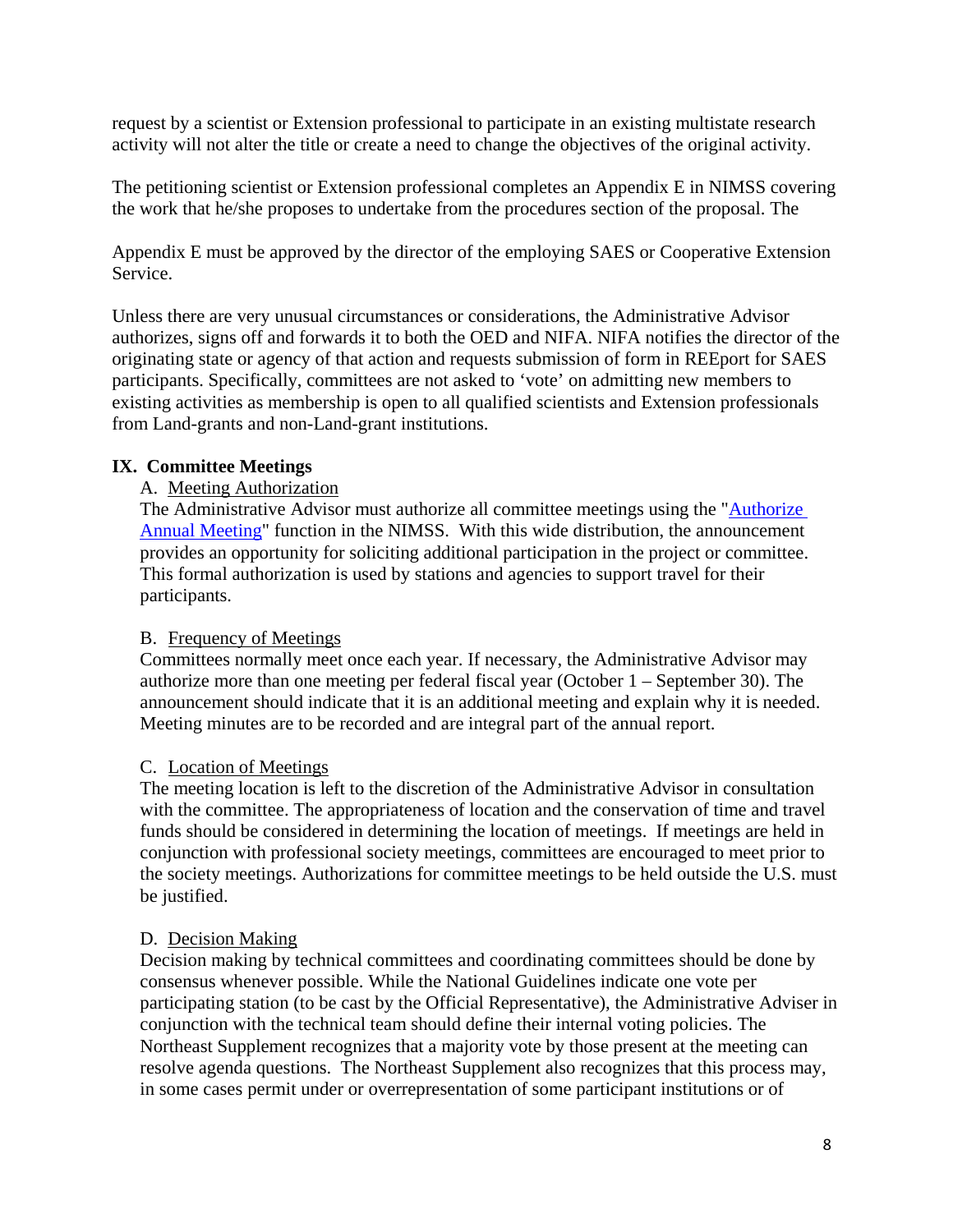request by a scientist or Extension professional to participate in an existing multistate research activity will not alter the title or create a need to change the objectives of the original activity.

The petitioning scientist or Extension professional completes an Appendix E in NIMSS covering the work that he/she proposes to undertake from the procedures section of the proposal. The

Appendix E must be approved by the director of the employing SAES or Cooperative Extension Service.

Unless there are very unusual circumstances or considerations, the Administrative Advisor authorizes, signs off and forwards it to both the OED and NIFA. NIFA notifies the director of the originating state or agency of that action and requests submission of form in REEport for SAES participants. Specifically, committees are not asked to 'vote' on admitting new members to existing activities as membership is open to all qualified scientists and Extension professionals from Land-grants and non-Land-grant institutions.

## IX. Committee Meetings

A. Meeting Authorization

The Administrative Advisor must authorize all committee meetings using the "Authorize Annual Meeting" function in the NIMSS. With this wide distribution, the announcement provides an opportunity for soliciting additional participation in the project or committee. This formal authorization is used by stations and agencies to support travel for their participants.

B. Frequency of Meetings

Committees normally meet once each year. If necessary, the Administrative Advisor may authorize more than one meeting per federal fiscal year (October 1 – September 30). The announcement should indicate that it is an additional meeting and explain why it is needed. Meeting minutes are to be recorded and are integral part of the annual report.

C. Location of Meetings

The meeting location is left to the discretion of the Administrative Advisor in consultation with the committee. The appropriateness of location and the conservation of time and travel funds should be considered in determining the location of meetings. If meetings are held in conjunction with professional society meetings, committees are encouraged to meet prior to the society meetings. Authorizations for committee meetings to be held outside the U.S. must be justified.

D. Decision Making

Decision making by technical committees and coordinating committees should be done by consensus whenever possible. While the National Guidelines indicate one vote per participating station (to be cast by the Official Representative), the Administrative Adviser in conjunction with the technical team should define their internal voting policies. The Northeast Supplement recognizes that a majority vote by those present at the meeting can resolve agenda questions. The Northeast Supplement also recognizes that this process may, in some cases permit under or overrepresentation of some participant institutions or of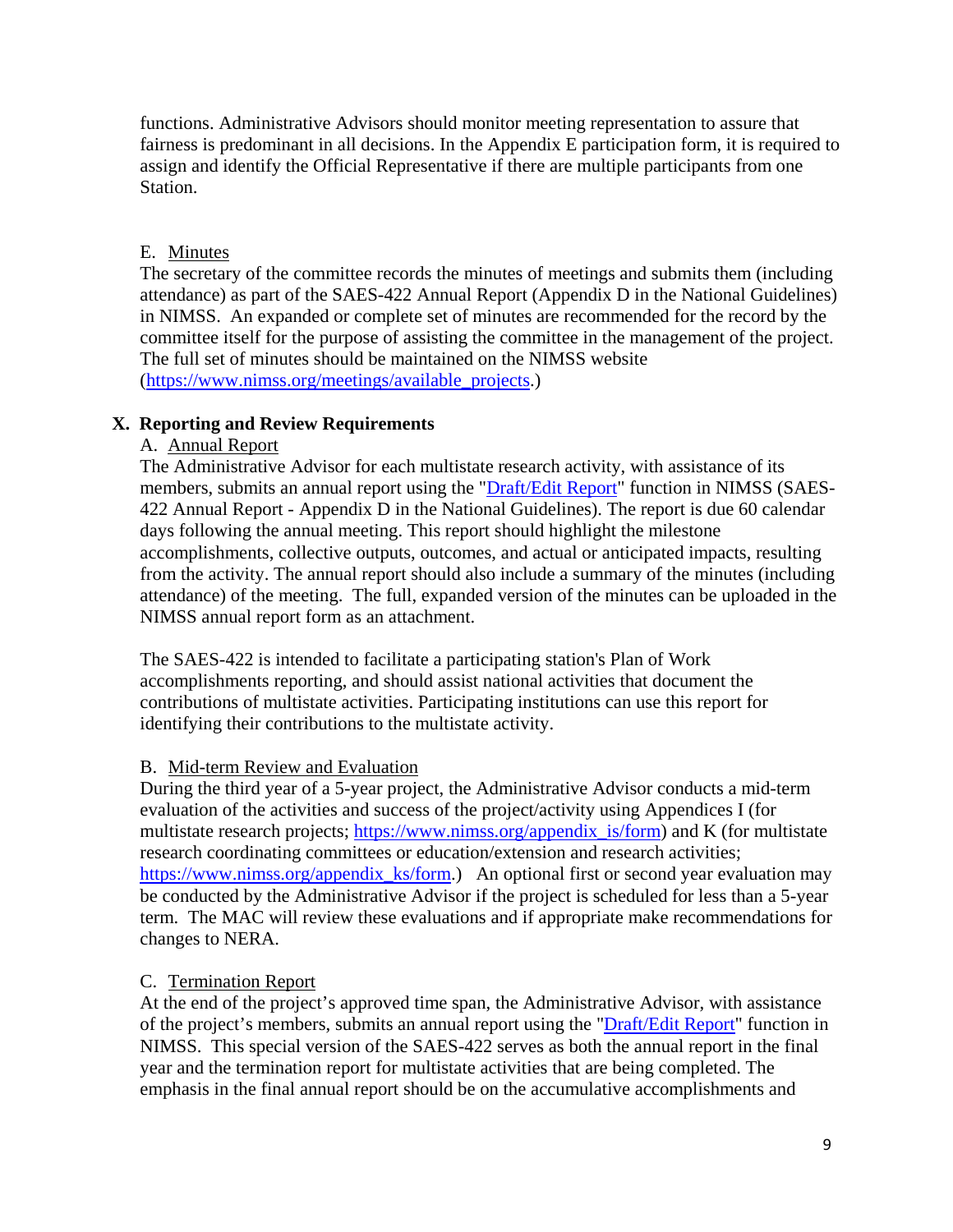functions. Administrative Advisors should monitor meeting representation to assure that fairness is predominant in all decisions. In the Appendix E participation form, it is required to assign and identify the Official Representative if there are multiple participants from one Station.

E. Minutes

The secretary of the committee records the minutes of meetings and submits them (including attendance) as part of the SAES-422 Annual Report (Appendix D in the National Guidelines) in NIMSS. An expanded or complete set of minutes are recommended for the record by the committee itself for the purpose of assisting the committee in the management of the project. The full set of minutes should be maintained on the NIMSS website (https://www.nimss.org/meetings/available_projects.)

## X. Reporting and Review Requirements

A. Annual Report

The Administrative Advisor for each multistate research activity, with assistance of its members, submits an annual report using the "Draft/Edit Report" function in NIMSS (SAES-422 Annual Report - Appendix D in the National Guidelines). The report is due 60 calendar days following the annual meeting. This report should highlight the milestone accomplishments, collective outputs, outcomes, and actual or anticipated impacts, resulting from the activity. The annual report should also include a summary of the minutes (including attendance) of the meeting. The full, expanded version of the minutes can be uploaded in the NIMSS annual report form as an attachment.

The SAES-422 is intended to facilitate a participating station's Plan of Work accomplishments reporting, and should assist national activities that document the contributions of multistate activities. Participating institutions can use this report for identifying their contributions to the multistate activity.

B. Mid-term Review and Evaluation

During the third year of a 5-year project, the Administrative Advisor conducts a mid-term evaluation of the activities and success of the project/activity using Appendices I (for multistate research projects; https://www.nimss.org/appendix_is/form) and K (for multistate research coordinating committees or education/extension and research activities; https://www.nimss.org/appendix_ks/form.) An optional first or second year evaluation may be conducted by the Administrative Advisor if the project is scheduled for less than a 5-year term. The MAC will review these evaluations and if appropriate make recommendations for changes to NERA.

C. Termination Report

At the end of the project's approved time span, the Administrative Advisor, with assistance of the project's members, submits an annual report using the "Draft/Edit Report" function in NIMSS. This special version of the SAES-422 serves as both the annual report in the final year and the termination report for multistate activities that are being completed. The emphasis in the final annual report should be on the accumulative accomplishments and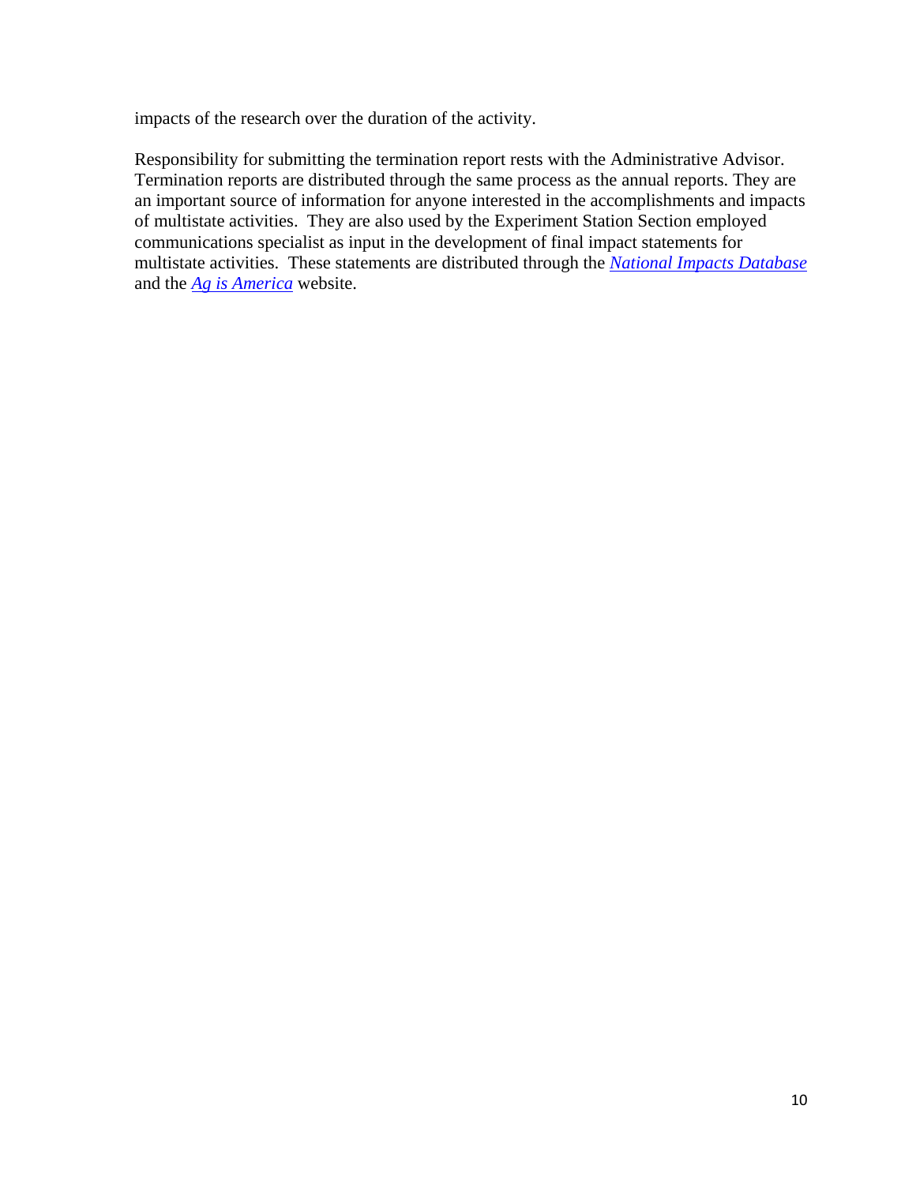impacts of the research over the duration of the activity.

Responsibility for submitting the termination report rests with the Administrative Advisor. Termination reports are distributed through the same process as the annual reports. They are an important source of information for anyone interested in the accomplishments and impacts of multistate activities. They are also used by the Experiment Station Section employed communications specialist as input in the development of final impact statements for multistate activities. These statements are distributed through the *National Impacts Database* and the *Ag is America* website.